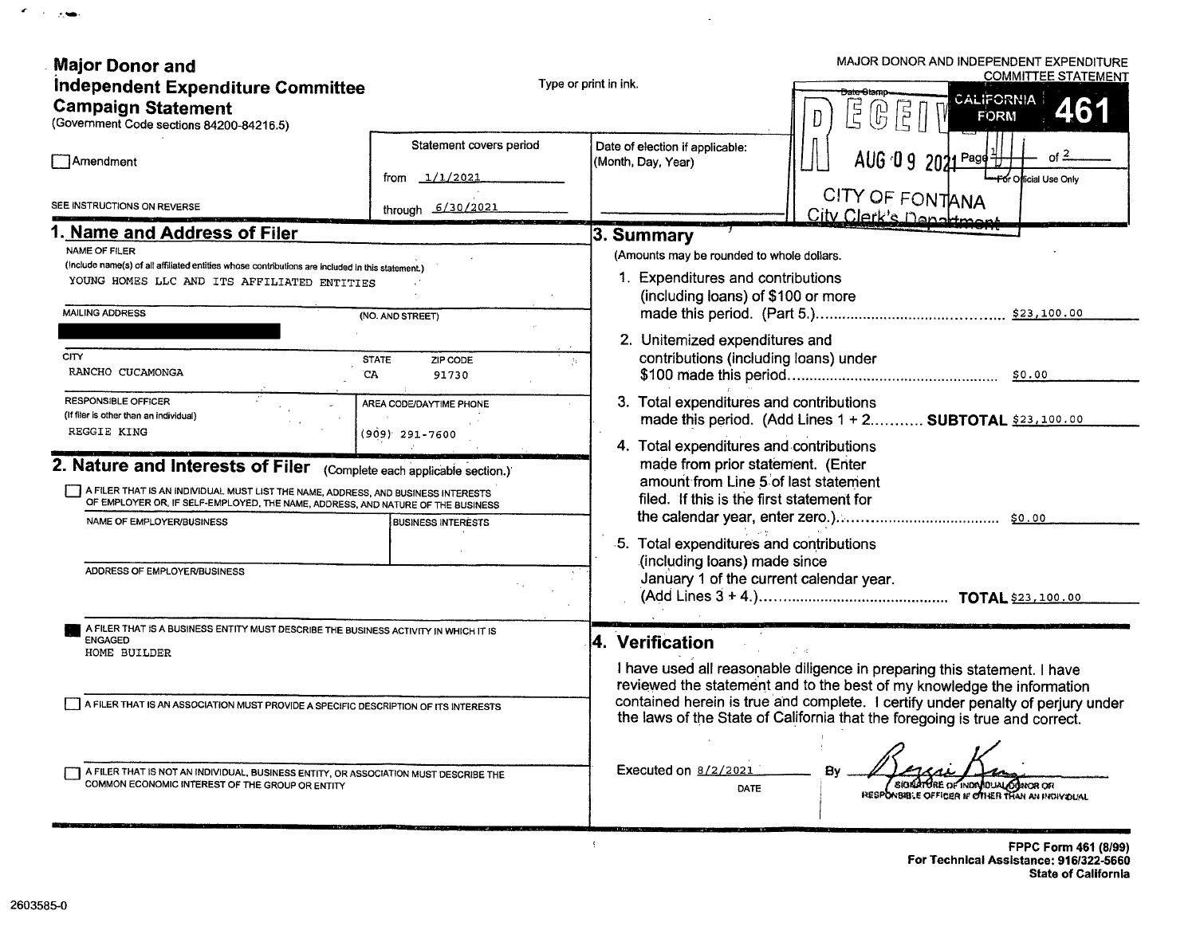# Major Donor and Independent Expenditure Committee Campaign Statement

(Government Code sections 84200-84216.5)

Type or print in ink.

MAJOR DONOR AND INDEPENDENT EXPENDITURE COMMITTEE STATEMENT

**CALIFORNIA FORM 461**

Date Stamp: RECEIVED AUG 09 2021 CITY OF FONTANA City Clerk's Department

Page 1 of 2

For Official Use Only

☐ Amendment

SEE INSTRUCTIONS ON REVERSE

Statement covers period

from 1/1/2021

through 6/30/2021

Date of election if applicable: (Month, Day, Year)

## 1. Name and Address of Filer

NAME OF FILER
(Include name(s) of all affiliated entities whose contributions are included in this statement.)
YOUNG HOMES LLC AND ITS AFFILIATED ENTITIES

MAILING ADDRESS (NO. AND STREET)
[REDACTED]

| CITY | STATE | ZIP CODE |
|---|---|---|
| RANCHO CUCAMONGA | CA | 91730 |

| RESPONSIBLE OFFICER (If filer is other than an individual) | AREA CODE/DAYTIME PHONE |
|---|---|
| REGGIE KING | (909) 291-7600 |

## 2. Nature and Interests of Filer (Complete each applicable section.)

☐ A FILER THAT IS AN INDIVIDUAL MUST LIST THE NAME, ADDRESS, AND BUSINESS INTERESTS OF EMPLOYER OR, IF SELF-EMPLOYED, THE NAME, ADDRESS, AND NATURE OF THE BUSINESS

| NAME OF EMPLOYER/BUSINESS | BUSINESS INTERESTS |
|---|---|
| | |

ADDRESS OF EMPLOYER/BUSINESS

☒ A FILER THAT IS A BUSINESS ENTITY MUST DESCRIBE THE BUSINESS ACTIVITY IN WHICH IT IS ENGAGED
HOME BUILDER

☐ A FILER THAT IS AN ASSOCIATION MUST PROVIDE A SPECIFIC DESCRIPTION OF ITS INTERESTS

☐ A FILER THAT IS NOT AN INDIVIDUAL, BUSINESS ENTITY, OR ASSOCIATION MUST DESCRIBE THE COMMON ECONOMIC INTEREST OF THE GROUP OR ENTITY

## 3. Summary

(Amounts may be rounded to whole dollars.)

1. Expenditures and contributions (including loans) of $100 or more made this period. (Part 5.) .......... $23,100.00
2. Unitemized expenditures and contributions (including loans) under $100 made this period .......... $0.00
3. Total expenditures and contributions made this period. (Add Lines 1 + 2 .......... **SUBTOTAL** $23,100.00
4. Total expenditures and contributions made from prior statement. (Enter amount from Line 5 of last statement filed. If this is the first statement for the calendar year, enter zero.) .......... $0.00
5. Total expenditures and contributions (including loans) made since January 1 of the current calendar year. (Add Lines 3 + 4.) .......... **TOTAL** $23,100.00

## 4. Verification

I have used all reasonable diligence in preparing this statement. I have reviewed the statement and to the best of my knowledge the information contained herein is true and complete. I certify under penalty of perjury under the laws of the State of California that the foregoing is true and correct.

Executed on 8/2/2021 (DATE) By [signature] SIGNATURE OF INDIVIDUAL DONOR OR RESPONSIBLE OFFICER IF OTHER THAN AN INDIVIDUAL

FPPC Form 461 (8/99)
For Technical Assistance: 916/322-5660
State of California

2603585-0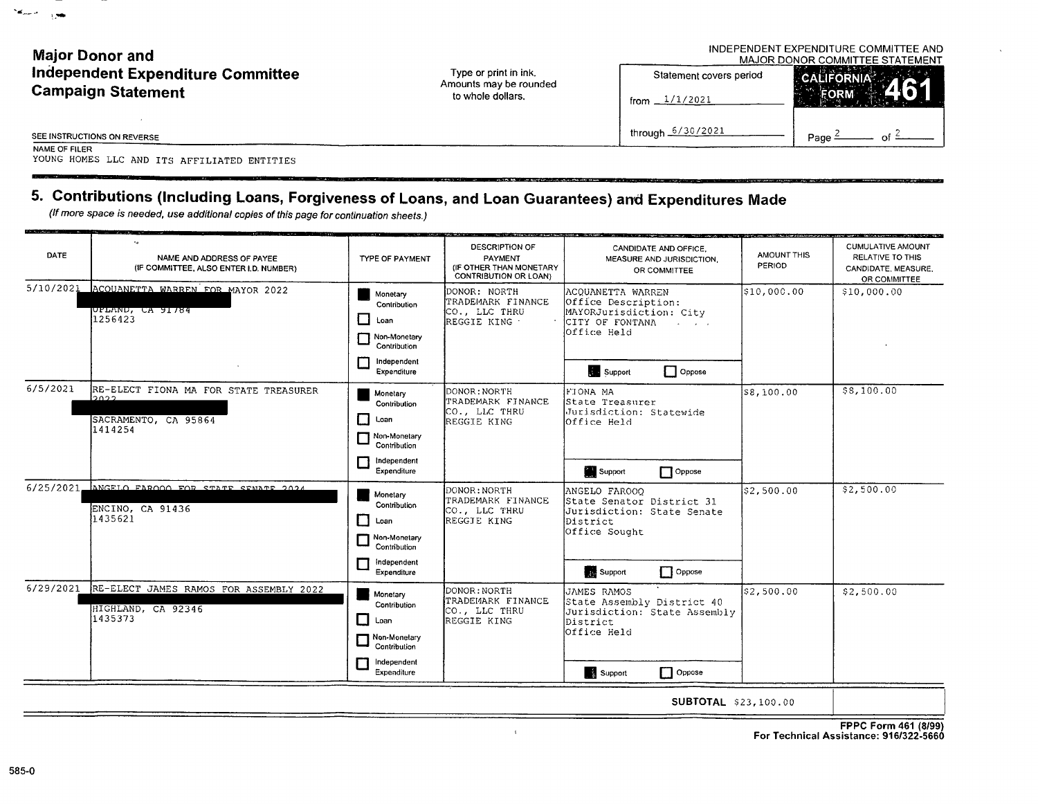# Major Donor and Independent Expenditure Committee Campaign Statement

Type or print in ink.
Amounts may be rounded to whole dollars.

INDEPENDENT EXPENDITURE COMMITTEE AND MAJOR DONOR COMMITTEE STATEMENT

CALIFORNIA FORM 461

Statement covers period
from 1/1/2021
through 6/30/2021

SEE INSTRUCTIONS ON REVERSE

NAME OF FILER
YOUNG HOMES LLC AND ITS AFFILIATED ENTITIES

## 5. Contributions (Including Loans, Forgiveness of Loans, and Loan Guarantees) and Expenditures Made

*(If more space is needed, use additional copies of this page for continuation sheets.)*

| DATE | NAME AND ADDRESS OF PAYEE (IF COMMITTEE, ALSO ENTER I.D. NUMBER) | TYPE OF PAYMENT | DESCRIPTION OF PAYMENT (IF OTHER THAN MONETARY CONTRIBUTION OR LOAN) | CANDIDATE AND OFFICE, MEASURE AND JURISDICTION, OR COMMITTEE | AMOUNT THIS PERIOD | CUMULATIVE AMOUNT RELATIVE TO THIS CANDIDATE, MEASURE, OR COMMITTEE |
|---|---|---|---|---|---|---|
| 5/10/2021 | ACQUANETTA WARREN FOR MAYOR 2022<br>[REDACTED]<br>UPLAND, CA 91784<br>1256423 | ☒ Monetary Contribution<br>☐ Loan<br>☐ Non-Monetary Contribution<br>☐ Independent Expenditure | DONOR: NORTH TRADEMARK FINANCE CO., LLC THRU REGGIE KING | ACQUANETTA WARREN<br>Office Description: MAYORJurisdiction: City<br>CITY OF FONTANA<br>Office Held<br>☒ Support ☐ Oppose | $10,000.00 | $10,000.00 |
| 6/5/2021 | RE-ELECT FIONA MA FOR STATE TREASURER 2022<br>[REDACTED]<br>SACRAMENTO, CA 95864<br>1414254 | ☒ Monetary Contribution<br>☐ Loan<br>☐ Non-Monetary Contribution<br>☐ Independent Expenditure | DONOR:NORTH TRADEMARK FINANCE CO., LLC THRU REGGIE KING | FIONA MA<br>State Treasurer<br>Jurisdiction: Statewide<br>Office Held<br>☒ Support ☐ Oppose | $8,100.00 | $8,100.00 |
| 6/25/2021 | ANGELO FAROOQ FOR STATE SENATE 2024<br>[REDACTED]<br>ENCINO, CA 91436<br>1435621 | ☒ Monetary Contribution<br>☐ Loan<br>☐ Non-Monetary Contribution<br>☐ Independent Expenditure | DONOR:NORTH TRADEMARK FINANCE CO., LLC THRU REGGIE KING | ANGELO FAROOQ<br>State Senator District 31<br>Jurisdiction: State Senate District<br>Office Sought<br>☒ Support ☐ Oppose | $2,500.00 | $2,500.00 |
| 6/29/2021 | RE-ELECT JAMES RAMOS FOR ASSEMBLY 2022<br>[REDACTED]<br>HIGHLAND, CA 92346<br>1435373 | ☒ Monetary Contribution<br>☐ Loan<br>☐ Non-Monetary Contribution<br>☐ Independent Expenditure | DONOR:NORTH TRADEMARK FINANCE CO., LLC THRU REGGIE KING | JAMES RAMOS<br>State Assembly District 40<br>Jurisdiction: State Assembly District<br>Office Held<br>☒ Support ☐ Oppose | $2,500.00 | $2,500.00 |
| | | | | **SUBTOTAL** | $23,100.00 | |

FPPC Form 461 (8/99)
For Technical Assistance: 916/322-5660

585-0